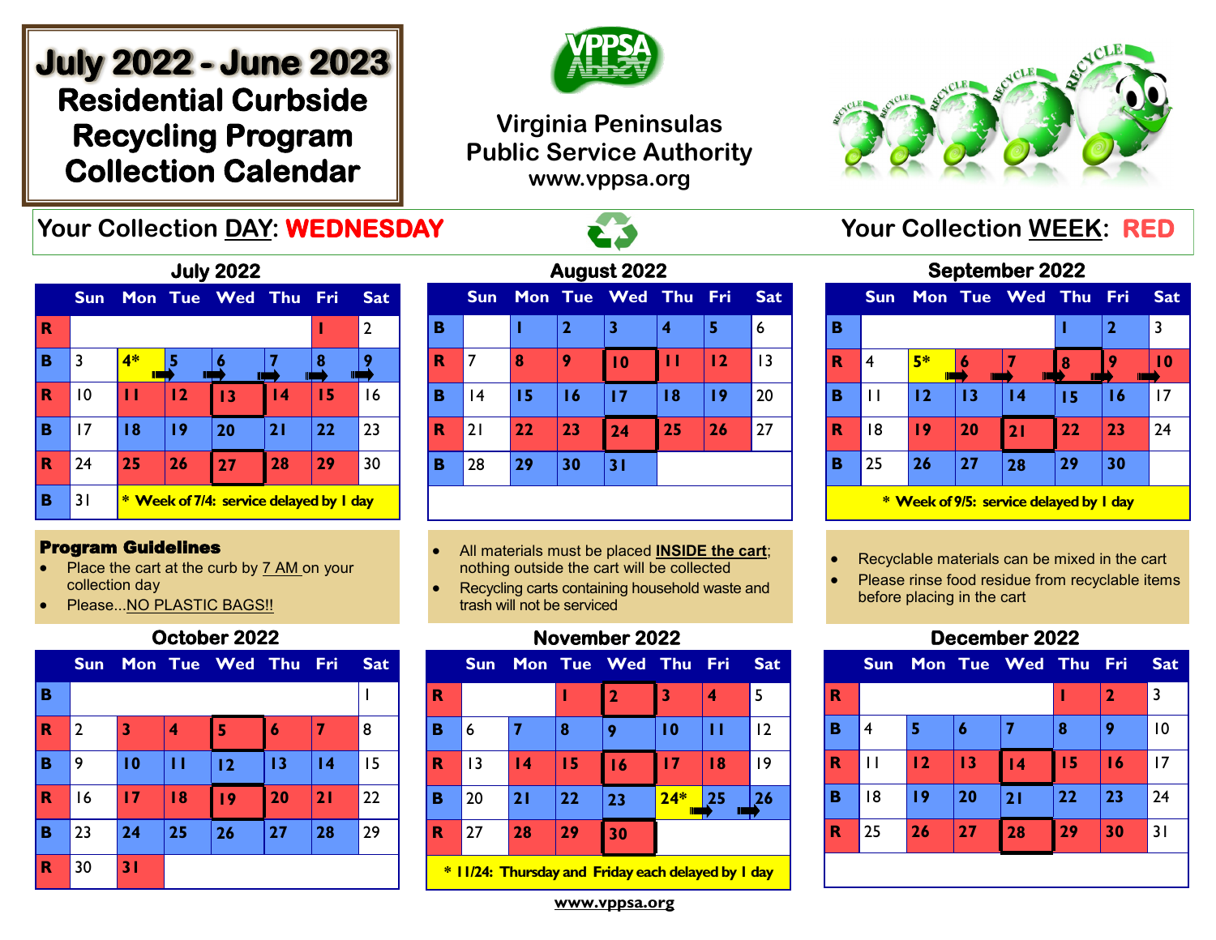# July 2022 - June 2023

## Residential Curbside Recycling Program Collection Calendar

**Virginia Peninsulas Public Service Authority**
**www.vppsa.org**

Your Collection DAY: **WEDNESDAY**

Your Collection WEEK: **RED**

### July 2022

| | Sun | Mon | Tue | Wed | Thu | Fri | Sat |
|---|---|---|---|---|---|---|---|
| R | | | | | | 1 | 2 |
| B | 3 | 4* | 5 | 6 | 7 | 8 | 9 |
| R | 10 | 11 | 12 | 13 | 14 | 15 | 16 |
| B | 17 | 18 | 19 | 20 | 21 | 22 | 23 |
| R | 24 | 25 | 26 | 27 | 28 | 29 | 30 |
| B | 31 | | | | | | |

\* Week of 7/4: service delayed by 1 day

### August 2022

| | Sun | Mon | Tue | Wed | Thu | Fri | Sat |
|---|---|---|---|---|---|---|---|
| B | | 1 | 2 | 3 | 4 | 5 | 6 |
| R | 7 | 8 | 9 | 10 | 11 | 12 | 13 |
| B | 14 | 15 | 16 | 17 | 18 | 19 | 20 |
| R | 21 | 22 | 23 | 24 | 25 | 26 | 27 |
| B | 28 | 29 | 30 | 31 | | | |

### September 2022

| | Sun | Mon | Tue | Wed | Thu | Fri | Sat |
|---|---|---|---|---|---|---|---|
| B | | | | | 1 | 2 | 3 |
| R | 4 | 5* | 6 | 7 | 8 | 9 | 10 |
| B | 11 | 12 | 13 | 14 | 15 | 16 | 17 |
| R | 18 | 19 | 20 | 21 | 22 | 23 | 24 |
| B | 25 | 26 | 27 | 28 | 29 | 30 | |

\* Week of 9/5: service delayed by 1 day

### Program Guidelines

- Place the cart at the curb by 7 AM on your collection day
- Please...NO PLASTIC BAGS!!
- All materials must be placed **INSIDE the cart**; nothing outside the cart will be collected
- Recycling carts containing household waste and trash will not be serviced
- Recyclable materials can be mixed in the cart
- Please rinse food residue from recyclable items before placing in the cart

### October 2022

| | Sun | Mon | Tue | Wed | Thu | Fri | Sat |
|---|---|---|---|---|---|---|---|
| B | | | | | | | 1 |
| R | 2 | 3 | 4 | 5 | 6 | 7 | 8 |
| B | 9 | 10 | 11 | 12 | 13 | 14 | 15 |
| R | 16 | 17 | 18 | 19 | 20 | 21 | 22 |
| B | 23 | 24 | 25 | 26 | 27 | 28 | 29 |
| R | 30 | 31 | | | | | |

### November 2022

| | Sun | Mon | Tue | Wed | Thu | Fri | Sat |
|---|---|---|---|---|---|---|---|
| R | | | 1 | 2 | 3 | 4 | 5 |
| B | 6 | 7 | 8 | 9 | 10 | 11 | 12 |
| R | 13 | 14 | 15 | 16 | 17 | 18 | 19 |
| B | 20 | 21 | 22 | 23 | 24* | 25 | 26 |
| R | 27 | 28 | 29 | 30 | | | |

\* 11/24: Thursday and Friday each delayed by 1 day

### December 2022

| | Sun | Mon | Tue | Wed | Thu | Fri | Sat |
|---|---|---|---|---|---|---|---|
| R | | | | | 1 | 2 | 3 |
| B | 4 | 5 | 6 | 7 | 8 | 9 | 10 |
| R | 11 | 12 | 13 | 14 | 15 | 16 | 17 |
| B | 18 | 19 | 20 | 21 | 22 | 23 | 24 |
| R | 25 | 26 | 27 | 28 | 29 | 30 | 31 |

www.vppsa.org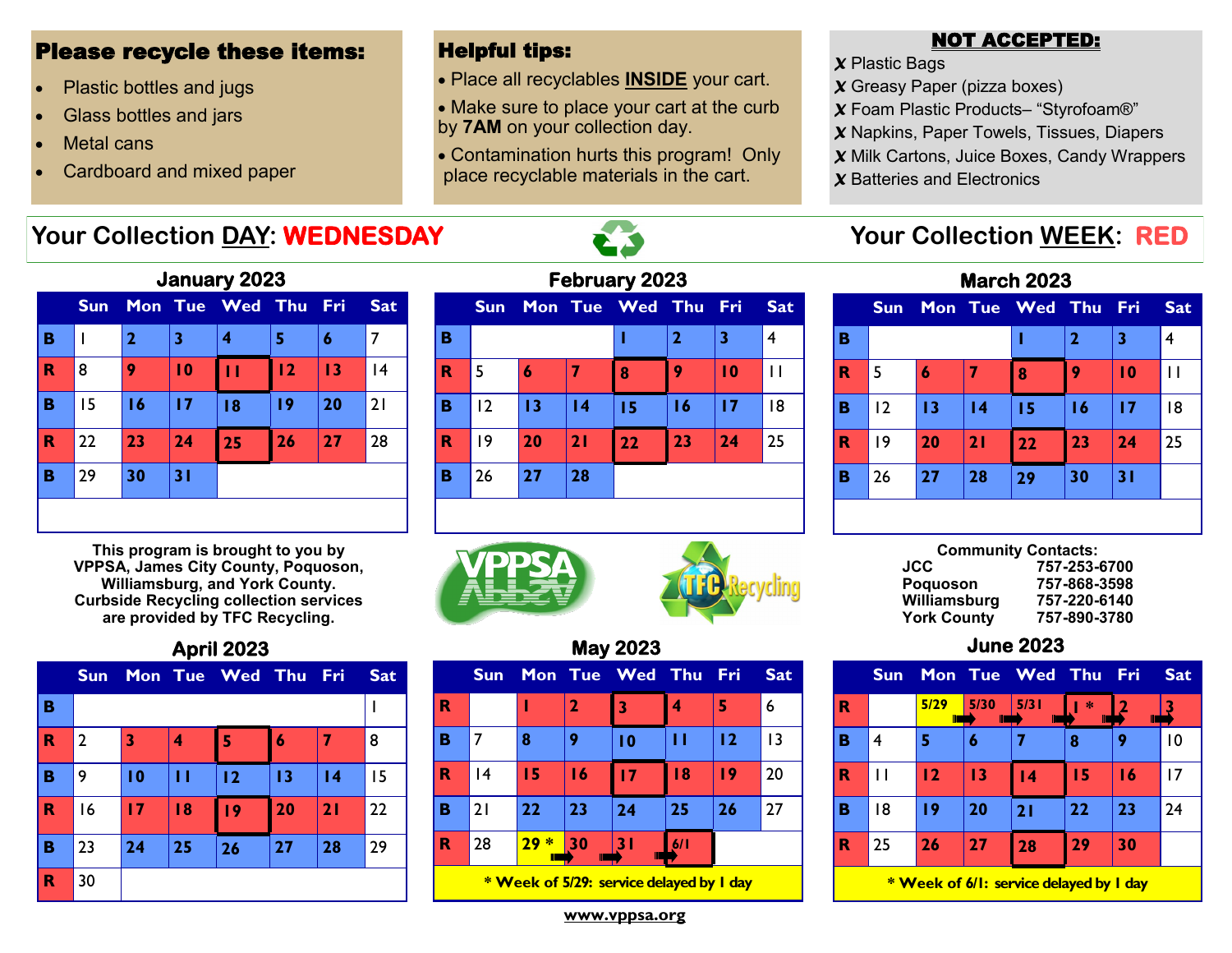## Please recycle these items:

- Plastic bottles and jugs
- Glass bottles and jars
- Metal cans
- Cardboard and mixed paper

## Helpful tips:

- Place all recyclables **INSIDE** your cart.
- Make sure to place your cart at the curb by **7AM** on your collection day.
- Contamination hurts this program! Only place recyclable materials in the cart.

## NOT ACCEPTED:

✗ Plastic Bags
✗ Greasy Paper (pizza boxes)
✗ Foam Plastic Products– "Styrofoam®"
✗ Napkins, Paper Towels, Tissues, Diapers
✗ Milk Cartons, Juice Boxes, Candy Wrappers
✗ Batteries and Electronics

**Your Collection DAY: WEDNESDAY** **Your Collection WEEK: RED**

### January 2023

| | Sun | Mon | Tue | Wed | Thu | Fri | Sat |
|---|---|---|---|---|---|---|---|
| B | 1 | 2 | 3 | 4 | 5 | 6 | 7 |
| R | 8 | 9 | 10 | 11 | 12 | 13 | 14 |
| B | 15 | 16 | 17 | 18 | 19 | 20 | 21 |
| R | 22 | 23 | 24 | 25 | 26 | 27 | 28 |
| B | 29 | 30 | 31 | | | | |

### February 2023

| | Sun | Mon | Tue | Wed | Thu | Fri | Sat |
|---|---|---|---|---|---|---|---|
| B | | | | 1 | 2 | 3 | 4 |
| R | 5 | 6 | 7 | 8 | 9 | 10 | 11 |
| B | 12 | 13 | 14 | 15 | 16 | 17 | 18 |
| R | 19 | 20 | 21 | 22 | 23 | 24 | 25 |
| B | 26 | 27 | 28 | | | | |

### March 2023

| | Sun | Mon | Tue | Wed | Thu | Fri | Sat |
|---|---|---|---|---|---|---|---|
| B | | | | 1 | 2 | 3 | 4 |
| R | 5 | 6 | 7 | 8 | 9 | 10 | 11 |
| B | 12 | 13 | 14 | 15 | 16 | 17 | 18 |
| R | 19 | 20 | 21 | 22 | 23 | 24 | 25 |
| B | 26 | 27 | 28 | 29 | 30 | 31 | |

**This program is brought to you by VPPSA, James City County, Poquoson, Williamsburg, and York County. Curbside Recycling collection services are provided by TFC Recycling.**

**Community Contacts:**

| | |
|---|---|
| JCC | 757-253-6700 |
| Poquoson | 757-868-3598 |
| Williamsburg | 757-220-6140 |
| York County | 757-890-3780 |

### April 2023

| | Sun | Mon | Tue | Wed | Thu | Fri | Sat |
|---|---|---|---|---|---|---|---|
| B | | | | | | | 1 |
| R | 2 | 3 | 4 | 5 | 6 | 7 | 8 |
| B | 9 | 10 | 11 | 12 | 13 | 14 | 15 |
| R | 16 | 17 | 18 | 19 | 20 | 21 | 22 |
| B | 23 | 24 | 25 | 26 | 27 | 28 | 29 |
| R | 30 | | | | | | |

### May 2023

| | Sun | Mon | Tue | Wed | Thu | Fri | Sat |
|---|---|---|---|---|---|---|---|
| R | | 1 | 2 | 3 | 4 | 5 | 6 |
| B | 7 | 8 | 9 | 10 | 11 | 12 | 13 |
| R | 14 | 15 | 16 | 17 | 18 | 19 | 20 |
| B | 21 | 22 | 23 | 24 | 25 | 26 | 27 |
| R | 28 | 29 * | 30 | 31 | 6/1 | | |

**\* Week of 5/29: service delayed by 1 day**

### June 2023

| | Sun | Mon | Tue | Wed | Thu | Fri | Sat |
|---|---|---|---|---|---|---|---|
| R | | 5/29 | 5/30 | 5/31 | 1 * | 2 | 3 |
| B | 4 | 5 | 6 | 7 | 8 | 9 | 10 |
| R | 11 | 12 | 13 | 14 | 15 | 16 | 17 |
| B | 18 | 19 | 20 | 21 | 22 | 23 | 24 |
| R | 25 | 26 | 27 | 28 | 29 | 30 | |

**\* Week of 6/1: service delayed by 1 day**

www.vppsa.org